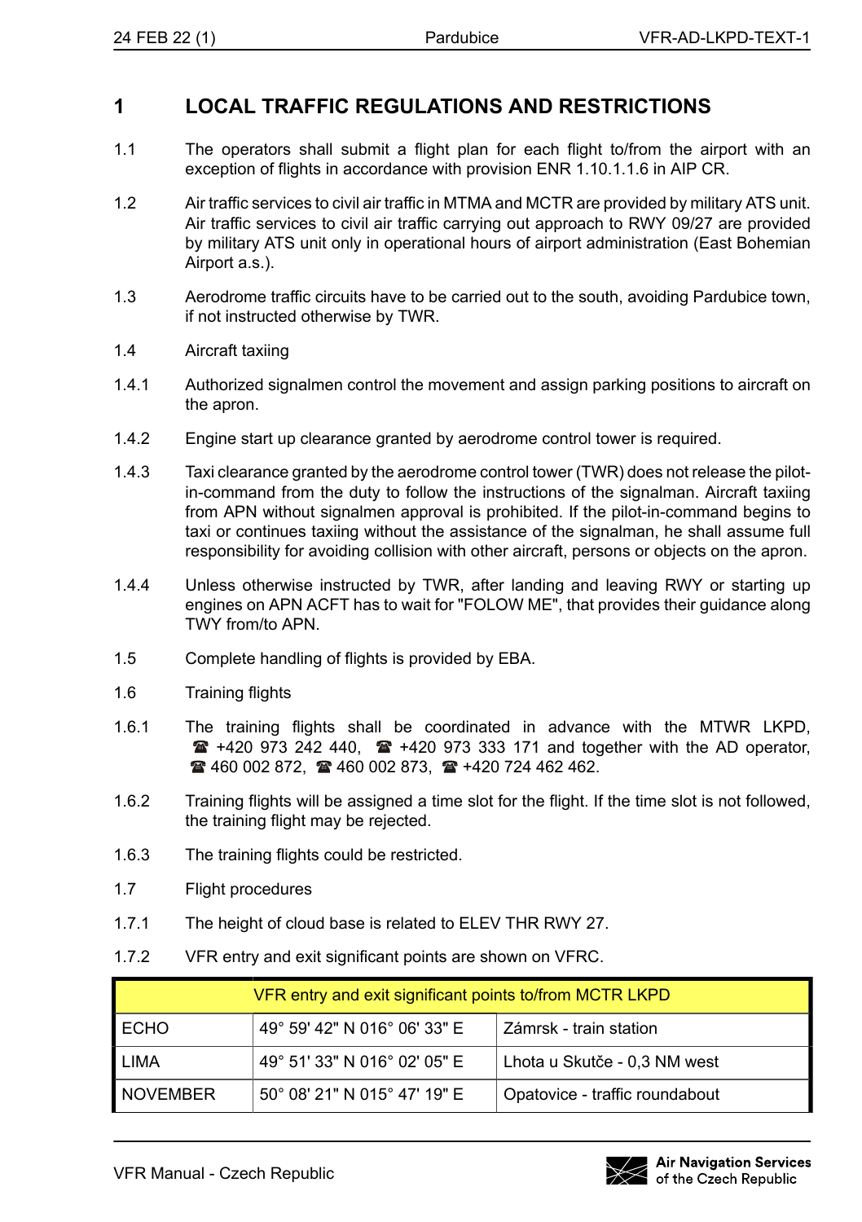# 1 LOCAL TRAFFIC REGULATIONS AND RESTRICTIONS

1.1 The operators shall submit a flight plan for each flight to/from the airport with an exception of flights in accordance with provision ENR 1.10.1.1.6 in AIP CR.

1.2 Air traffic services to civil air traffic in MTMA and MCTR are provided by military ATS unit. Air traffic services to civil air traffic carrying out approach to RWY 09/27 are provided by military ATS unit only in operational hours of airport administration (East Bohemian Airport a.s.).

1.3 Aerodrome traffic circuits have to be carried out to the south, avoiding Pardubice town, if not instructed otherwise by TWR.

1.4 Aircraft taxiing

1.4.1 Authorized signalmen control the movement and assign parking positions to aircraft on the apron.

1.4.2 Engine start up clearance granted by aerodrome control tower is required.

1.4.3 Taxi clearance granted by the aerodrome control tower (TWR) does not release the pilot-in-command from the duty to follow the instructions of the signalman. Aircraft taxiing from APN without signalmen approval is prohibited. If the pilot-in-command begins to taxi or continues taxiing without the assistance of the signalman, he shall assume full responsibility for avoiding collision with other aircraft, persons or objects on the apron.

1.4.4 Unless otherwise instructed by TWR, after landing and leaving RWY or starting up engines on APN ACFT has to wait for "FOLOW ME", that provides their guidance along TWY from/to APN.

1.5 Complete handling of flights is provided by EBA.

1.6 Training flights

1.6.1 The training flights shall be coordinated in advance with the MTWR LKPD, ☎ +420 973 242 440, ☎ +420 973 333 171 and together with the AD operator, ☎ 460 002 872, ☎ 460 002 873, ☎ +420 724 462 462.

1.6.2 Training flights will be assigned a time slot for the flight. If the time slot is not followed, the training flight may be rejected.

1.6.3 The training flights could be restricted.

1.7 Flight procedures

1.7.1 The height of cloud base is related to ELEV THR RWY 27.

1.7.2 VFR entry and exit significant points are shown on VFRC.

| VFR entry and exit significant points to/from MCTR LKPD | | |
|---|---|---|
| ECHO | 49° 59' 42" N 016° 06' 33" E | Zámrsk - train station |
| LIMA | 49° 51' 33" N 016° 02' 05" E | Lhota u Skutče - 0,3 NM west |
| NOVEMBER | 50° 08' 21" N 015° 47' 19" E | Opatovice - traffic roundabout |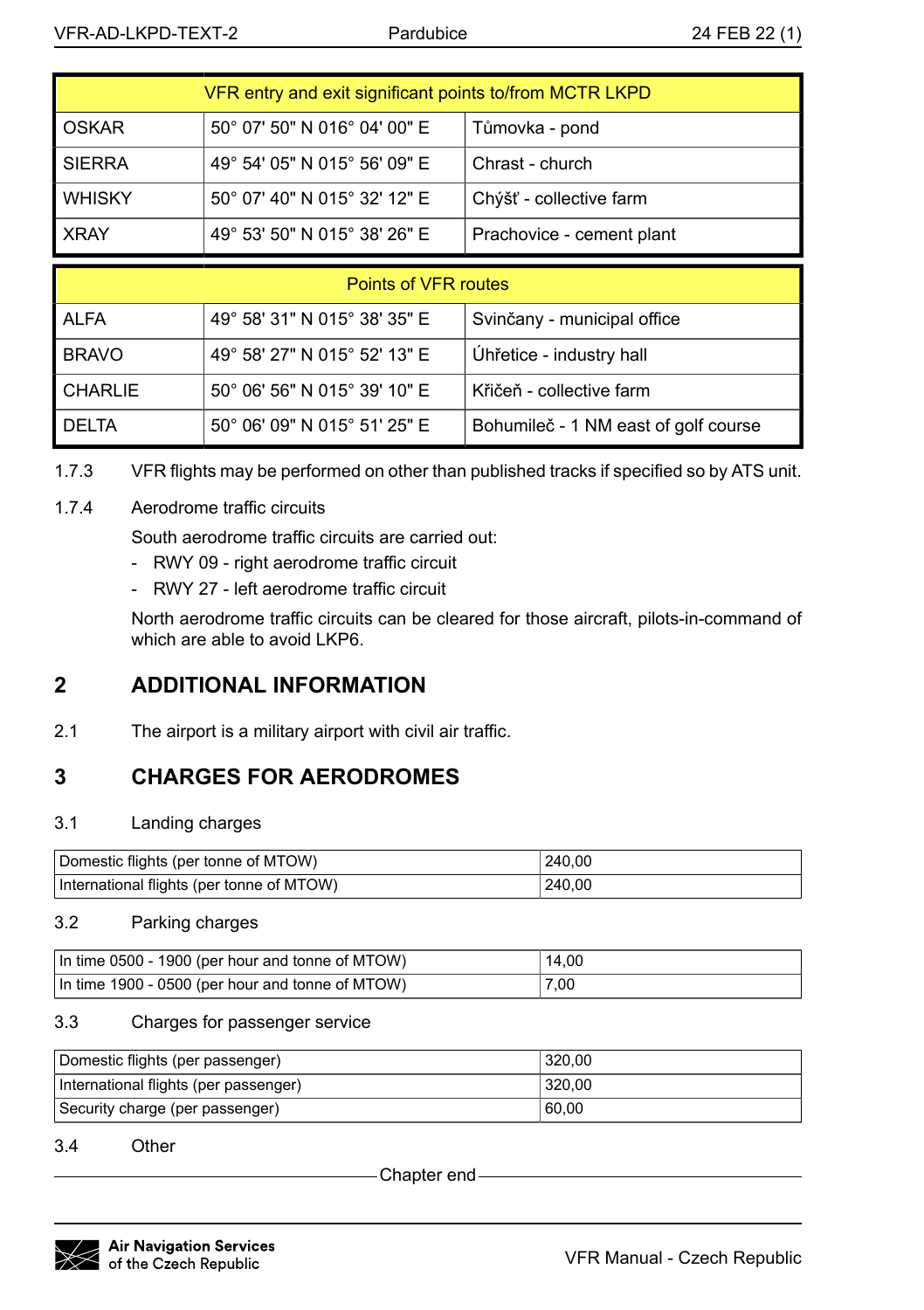| VFR entry and exit significant points to/from MCTR LKPD | | |
| --- | --- | --- |
| OSKAR | 50° 07' 50" N 016° 04' 00" E | Tůmovka - pond |
| SIERRA | 49° 54' 05" N 015° 56' 09" E | Chrast - church |
| WHISKY | 50° 07' 40" N 015° 32' 12" E | Chýšť - collective farm |
| XRAY | 49° 53' 50" N 015° 38' 26" E | Prachovice - cement plant |

| Points of VFR routes | | |
| --- | --- | --- |
| ALFA | 49° 58' 31" N 015° 38' 35" E | Svinčany - municipal office |
| BRAVO | 49° 58' 27" N 015° 52' 13" E | Úhřetice - industry hall |
| CHARLIE | 50° 06' 56" N 015° 39' 10" E | Křičeň - collective farm |
| DELTA | 50° 06' 09" N 015° 51' 25" E | Bohumileč - 1 NM east of golf course |

1.7.3 VFR flights may be performed on other than published tracks if specified so by ATS unit.

1.7.4 Aerodrome traffic circuits

South aerodrome traffic circuits are carried out:

- RWY 09 - right aerodrome traffic circuit
- RWY 27 - left aerodrome traffic circuit

North aerodrome traffic circuits can be cleared for those aircraft, pilots-in-command of which are able to avoid LKP6.

## 2 ADDITIONAL INFORMATION

2.1 The airport is a military airport with civil air traffic.

## 3 CHARGES FOR AERODROMES

3.1 Landing charges

| | |
| --- | --- |
| Domestic flights (per tonne of MTOW) | 240,00 |
| International flights (per tonne of MTOW) | 240,00 |

3.2 Parking charges

| | |
| --- | --- |
| In time 0500 - 1900 (per hour and tonne of MTOW) | 14,00 |
| In time 1900 - 0500 (per hour and tonne of MTOW) | 7,00 |

3.3 Charges for passenger service

| | |
| --- | --- |
| Domestic flights (per passenger) | 320,00 |
| International flights (per passenger) | 320,00 |
| Security charge (per passenger) | 60,00 |

3.4 Other

Chapter end